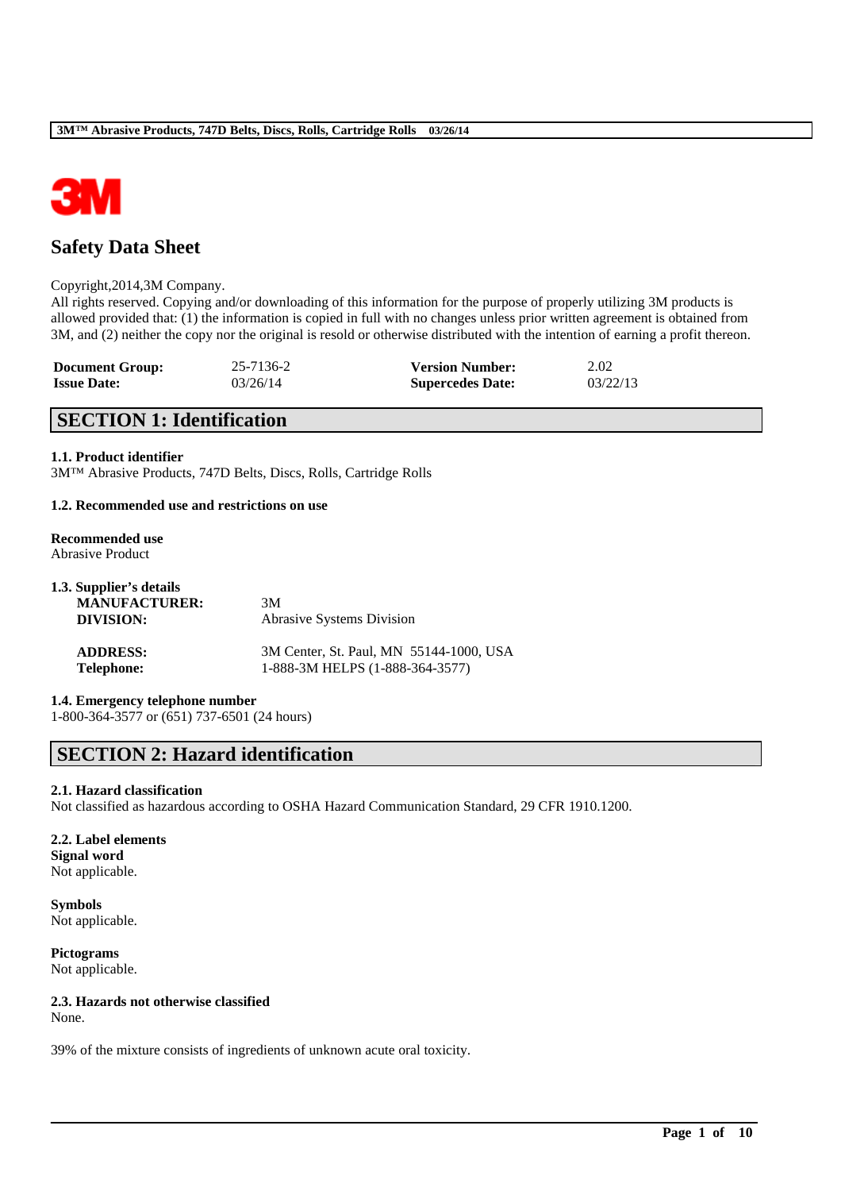# Safety Data Sheet

Copyright,2014,3M Company.
All rights reserved. Copying and/or downloading of this information for the purpose of properly utilizing 3M products is allowed provided that: (1) the information is copied in full with no changes unless prior written agreement is obtained from 3M, and (2) neither the copy nor the original is resold or otherwise distributed with the intention of earning a profit thereon.

| **Document Group:** | 25-7136-2 | **Version Number:** | 2.02 |
|---|---|---|---|
| **Issue Date:** | 03/26/14 | **Supercedes Date:** | 03/22/13 |

## SECTION 1: Identification

**1.1. Product identifier**
3M™ Abrasive Products, 747D Belts, Discs, Rolls, Cartridge Rolls

**1.2. Recommended use and restrictions on use**

**Recommended use**
Abrasive Product

**1.3. Supplier's details**

| | |
|---|---|
| **MANUFACTURER:** | 3M |
| **DIVISION:** | Abrasive Systems Division |
| **ADDRESS:** | 3M Center, St. Paul, MN 55144-1000, USA |
| **Telephone:** | 1-888-3M HELPS (1-888-364-3577) |

**1.4. Emergency telephone number**
1-800-364-3577 or (651) 737-6501 (24 hours)

## SECTION 2: Hazard identification

**2.1. Hazard classification**
Not classified as hazardous according to OSHA Hazard Communication Standard, 29 CFR 1910.1200.

**2.2. Label elements**
**Signal word**
Not applicable.

**Symbols**
Not applicable.

**Pictograms**
Not applicable.

**2.3. Hazards not otherwise classified**
None.

39% of the mixture consists of ingredients of unknown acute oral toxicity.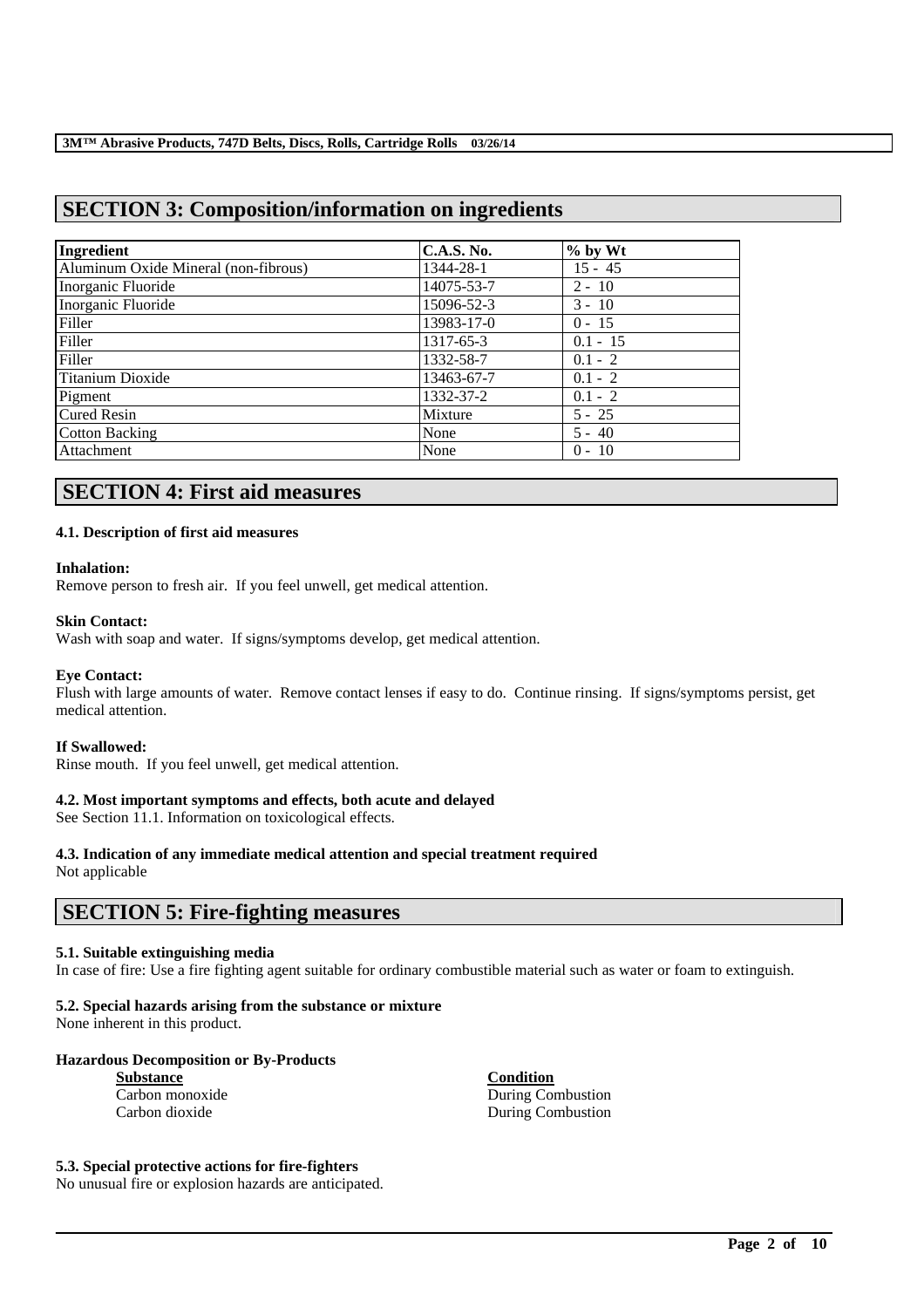## SECTION 3: Composition/information on ingredients

| Ingredient | C.A.S. No. | % by Wt |
|---|---|---|
| Aluminum Oxide Mineral (non-fibrous) | 1344-28-1 | 15 - 45 |
| Inorganic Fluoride | 14075-53-7 | 2 - 10 |
| Inorganic Fluoride | 15096-52-3 | 3 - 10 |
| Filler | 13983-17-0 | 0 - 15 |
| Filler | 1317-65-3 | 0.1 - 15 |
| Filler | 1332-58-7 | 0.1 - 2 |
| Titanium Dioxide | 13463-67-7 | 0.1 - 2 |
| Pigment | 1332-37-2 | 0.1 - 2 |
| Cured Resin | Mixture | 5 - 25 |
| Cotton Backing | None | 5 - 40 |
| Attachment | None | 0 - 10 |

## SECTION 4: First aid measures

### 4.1. Description of first aid measures

**Inhalation:**
Remove person to fresh air. If you feel unwell, get medical attention.

**Skin Contact:**
Wash with soap and water. If signs/symptoms develop, get medical attention.

**Eye Contact:**
Flush with large amounts of water. Remove contact lenses if easy to do. Continue rinsing. If signs/symptoms persist, get medical attention.

**If Swallowed:**
Rinse mouth. If you feel unwell, get medical attention.

### 4.2. Most important symptoms and effects, both acute and delayed

See Section 11.1. Information on toxicological effects.

### 4.3. Indication of any immediate medical attention and special treatment required

Not applicable

## SECTION 5: Fire-fighting measures

### 5.1. Suitable extinguishing media

In case of fire: Use a fire fighting agent suitable for ordinary combustible material such as water or foam to extinguish.

### 5.2. Special hazards arising from the substance or mixture

None inherent in this product.

**Hazardous Decomposition or By-Products**

| Substance | Condition |
|---|---|
| Carbon monoxide | During Combustion |
| Carbon dioxide | During Combustion |

### 5.3. Special protective actions for fire-fighters

No unusual fire or explosion hazards are anticipated.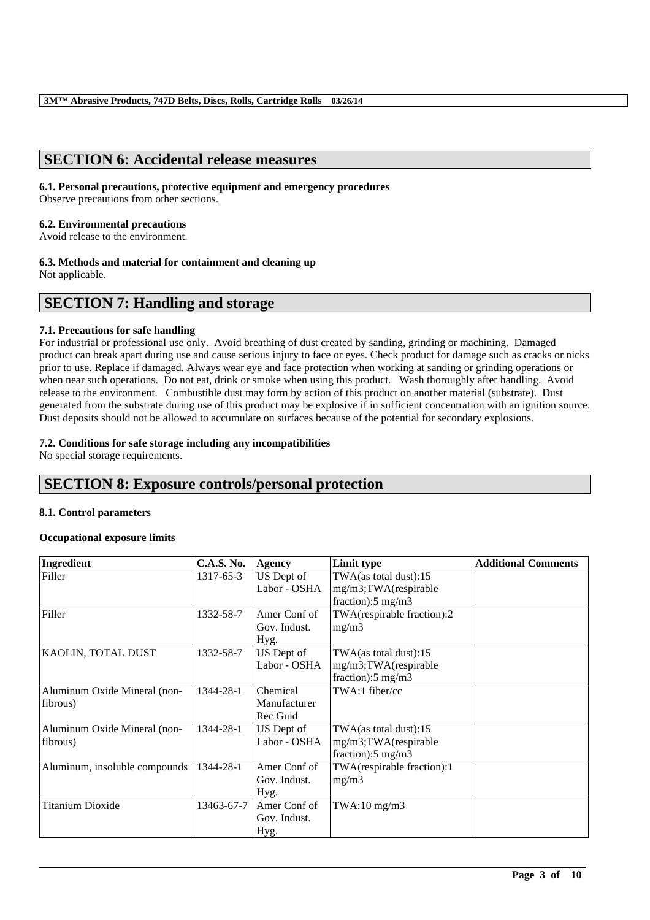## SECTION 6: Accidental release measures

### 6.1. Personal precautions, protective equipment and emergency procedures

Observe precautions from other sections.

### 6.2. Environmental precautions

Avoid release to the environment.

### 6.3. Methods and material for containment and cleaning up

Not applicable.

## SECTION 7: Handling and storage

### 7.1. Precautions for safe handling

For industrial or professional use only. Avoid breathing of dust created by sanding, grinding or machining. Damaged product can break apart during use and cause serious injury to face or eyes. Check product for damage such as cracks or nicks prior to use. Replace if damaged. Always wear eye and face protection when working at sanding or grinding operations or when near such operations. Do not eat, drink or smoke when using this product. Wash thoroughly after handling. Avoid release to the environment. Combustible dust may form by action of this product on another material (substrate). Dust generated from the substrate during use of this product may be explosive if in sufficient concentration with an ignition source. Dust deposits should not be allowed to accumulate on surfaces because of the potential for secondary explosions.

### 7.2. Conditions for safe storage including any incompatibilities

No special storage requirements.

## SECTION 8: Exposure controls/personal protection

### 8.1. Control parameters

**Occupational exposure limits**

| Ingredient | C.A.S. No. | Agency | Limit type | Additional Comments |
|---|---|---|---|---|
| Filler | 1317-65-3 | US Dept of Labor - OSHA | TWA(as total dust):15 mg/m3;TWA(respirable fraction):5 mg/m3 | |
| Filler | 1332-58-7 | Amer Conf of Gov. Indust. Hyg. | TWA(respirable fraction):2 mg/m3 | |
| KAOLIN, TOTAL DUST | 1332-58-7 | US Dept of Labor - OSHA | TWA(as total dust):15 mg/m3;TWA(respirable fraction):5 mg/m3 | |
| Aluminum Oxide Mineral (non-fibrous) | 1344-28-1 | Chemical Manufacturer Rec Guid | TWA:1 fiber/cc | |
| Aluminum Oxide Mineral (non-fibrous) | 1344-28-1 | US Dept of Labor - OSHA | TWA(as total dust):15 mg/m3;TWA(respirable fraction):5 mg/m3 | |
| Aluminum, insoluble compounds | 1344-28-1 | Amer Conf of Gov. Indust. Hyg. | TWA(respirable fraction):1 mg/m3 | |
| Titanium Dioxide | 13463-67-7 | Amer Conf of Gov. Indust. Hyg. | TWA:10 mg/m3 | |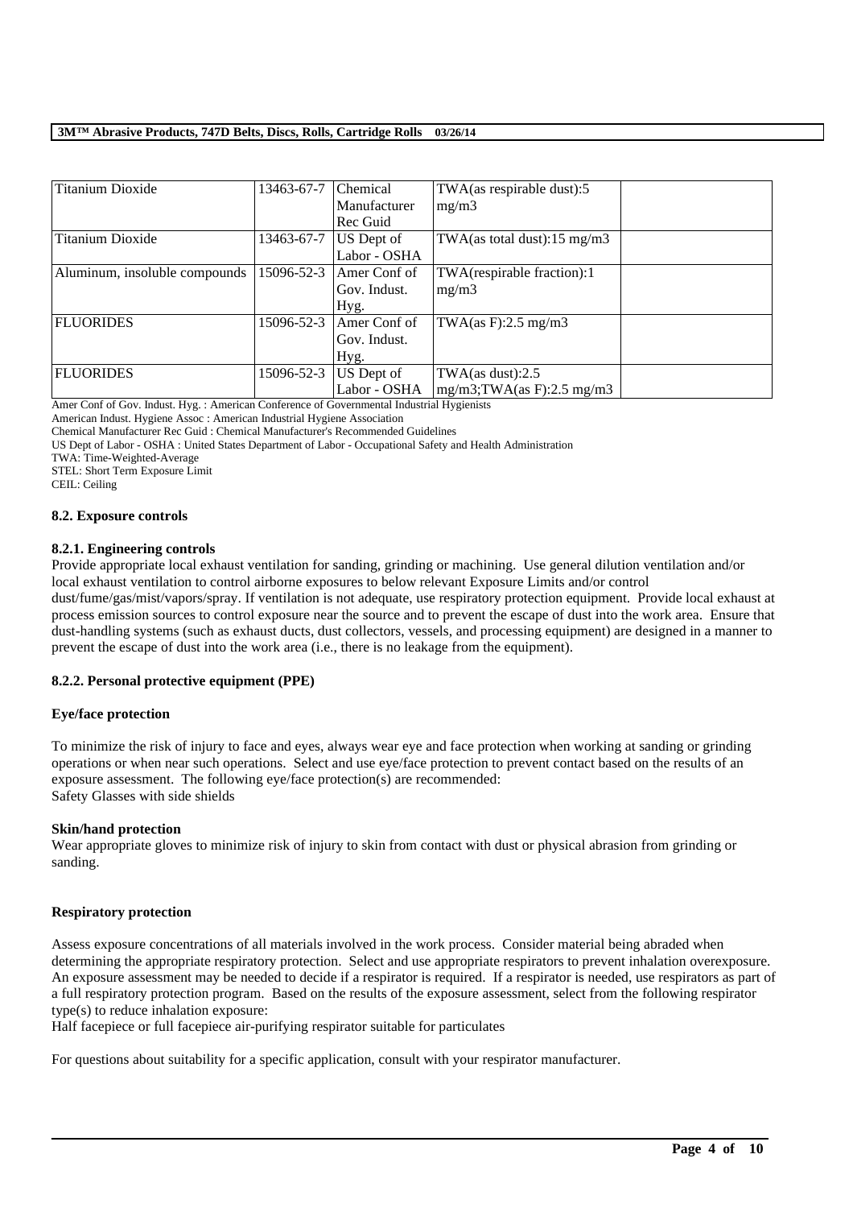| Titanium Dioxide | 13463-67-7 | Chemical Manufacturer Rec Guid | TWA(as respirable dust):5 mg/m3 | |
|---|---|---|---|---|
| Titanium Dioxide | 13463-67-7 | US Dept of Labor - OSHA | TWA(as total dust):15 mg/m3 | |
| Aluminum, insoluble compounds | 15096-52-3 | Amer Conf of Gov. Indust. Hyg. | TWA(respirable fraction):1 mg/m3 | |
| FLUORIDES | 15096-52-3 | Amer Conf of Gov. Indust. Hyg. | TWA(as F):2.5 mg/m3 | |
| FLUORIDES | 15096-52-3 | US Dept of Labor - OSHA | TWA(as dust):2.5 mg/m3;TWA(as F):2.5 mg/m3 | |

Amer Conf of Gov. Indust. Hyg. : American Conference of Governmental Industrial Hygienists
American Indust. Hygiene Assoc : American Industrial Hygiene Association
Chemical Manufacturer Rec Guid : Chemical Manufacturer's Recommended Guidelines
US Dept of Labor - OSHA : United States Department of Labor - Occupational Safety and Health Administration
TWA: Time-Weighted-Average
STEL: Short Term Exposure Limit
CEIL: Ceiling

### 8.2. Exposure controls

#### 8.2.1. Engineering controls

Provide appropriate local exhaust ventilation for sanding, grinding or machining. Use general dilution ventilation and/or local exhaust ventilation to control airborne exposures to below relevant Exposure Limits and/or control dust/fume/gas/mist/vapors/spray. If ventilation is not adequate, use respiratory protection equipment. Provide local exhaust at process emission sources to control exposure near the source and to prevent the escape of dust into the work area. Ensure that dust-handling systems (such as exhaust ducts, dust collectors, vessels, and processing equipment) are designed in a manner to prevent the escape of dust into the work area (i.e., there is no leakage from the equipment).

#### 8.2.2. Personal protective equipment (PPE)

**Eye/face protection**

To minimize the risk of injury to face and eyes, always wear eye and face protection when working at sanding or grinding operations or when near such operations. Select and use eye/face protection to prevent contact based on the results of an exposure assessment. The following eye/face protection(s) are recommended:
Safety Glasses with side shields

**Skin/hand protection**

Wear appropriate gloves to minimize risk of injury to skin from contact with dust or physical abrasion from grinding or sanding.

**Respiratory protection**

Assess exposure concentrations of all materials involved in the work process. Consider material being abraded when determining the appropriate respiratory protection. Select and use appropriate respirators to prevent inhalation overexposure. An exposure assessment may be needed to decide if a respirator is required. If a respirator is needed, use respirators as part of a full respiratory protection program. Based on the results of the exposure assessment, select from the following respirator type(s) to reduce inhalation exposure:
Half facepiece or full facepiece air-purifying respirator suitable for particulates

For questions about suitability for a specific application, consult with your respirator manufacturer.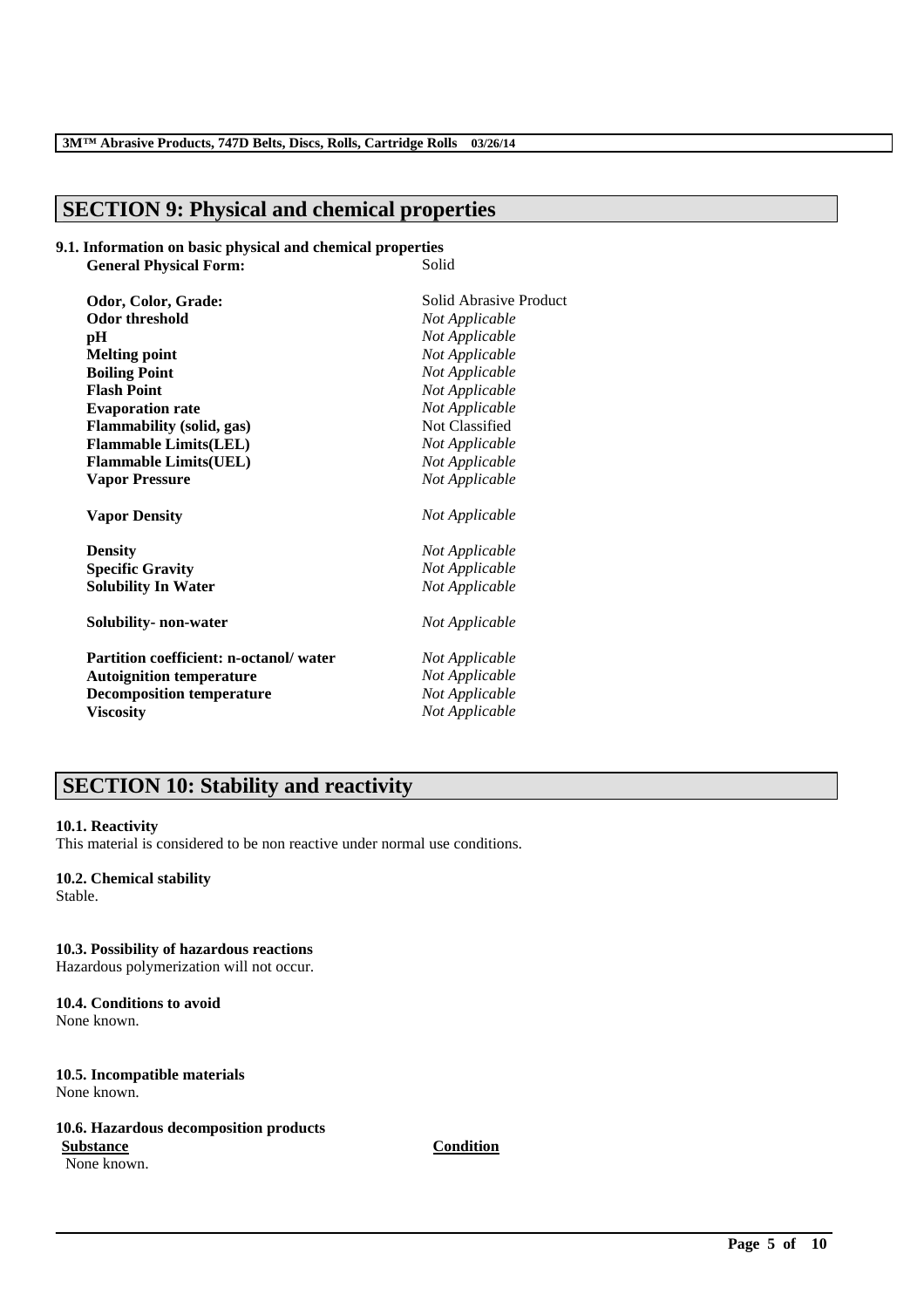## SECTION 9: Physical and chemical properties

**9.1. Information on basic physical and chemical properties**

| | |
|---|---|
| **General Physical Form:** | Solid |
| **Odor, Color, Grade:** | Solid Abrasive Product |
| **Odor threshold** | *Not Applicable* |
| **pH** | *Not Applicable* |
| **Melting point** | *Not Applicable* |
| **Boiling Point** | *Not Applicable* |
| **Flash Point** | *Not Applicable* |
| **Evaporation rate** | *Not Applicable* |
| **Flammability (solid, gas)** | Not Classified |
| **Flammable Limits(LEL)** | *Not Applicable* |
| **Flammable Limits(UEL)** | *Not Applicable* |
| **Vapor Pressure** | *Not Applicable* |
| **Vapor Density** | *Not Applicable* |
| **Density** | *Not Applicable* |
| **Specific Gravity** | *Not Applicable* |
| **Solubility In Water** | *Not Applicable* |
| **Solubility- non-water** | *Not Applicable* |
| **Partition coefficient: n-octanol/ water** | *Not Applicable* |
| **Autoignition temperature** | *Not Applicable* |
| **Decomposition temperature** | *Not Applicable* |
| **Viscosity** | *Not Applicable* |

## SECTION 10: Stability and reactivity

**10.1. Reactivity**

This material is considered to be non reactive under normal use conditions.

**10.2. Chemical stability**

Stable.

**10.3. Possibility of hazardous reactions**

Hazardous polymerization will not occur.

**10.4. Conditions to avoid**

None known.

**10.5. Incompatible materials**

None known.

**10.6. Hazardous decomposition products**

| Substance | Condition |
|---|---|
| None known. | |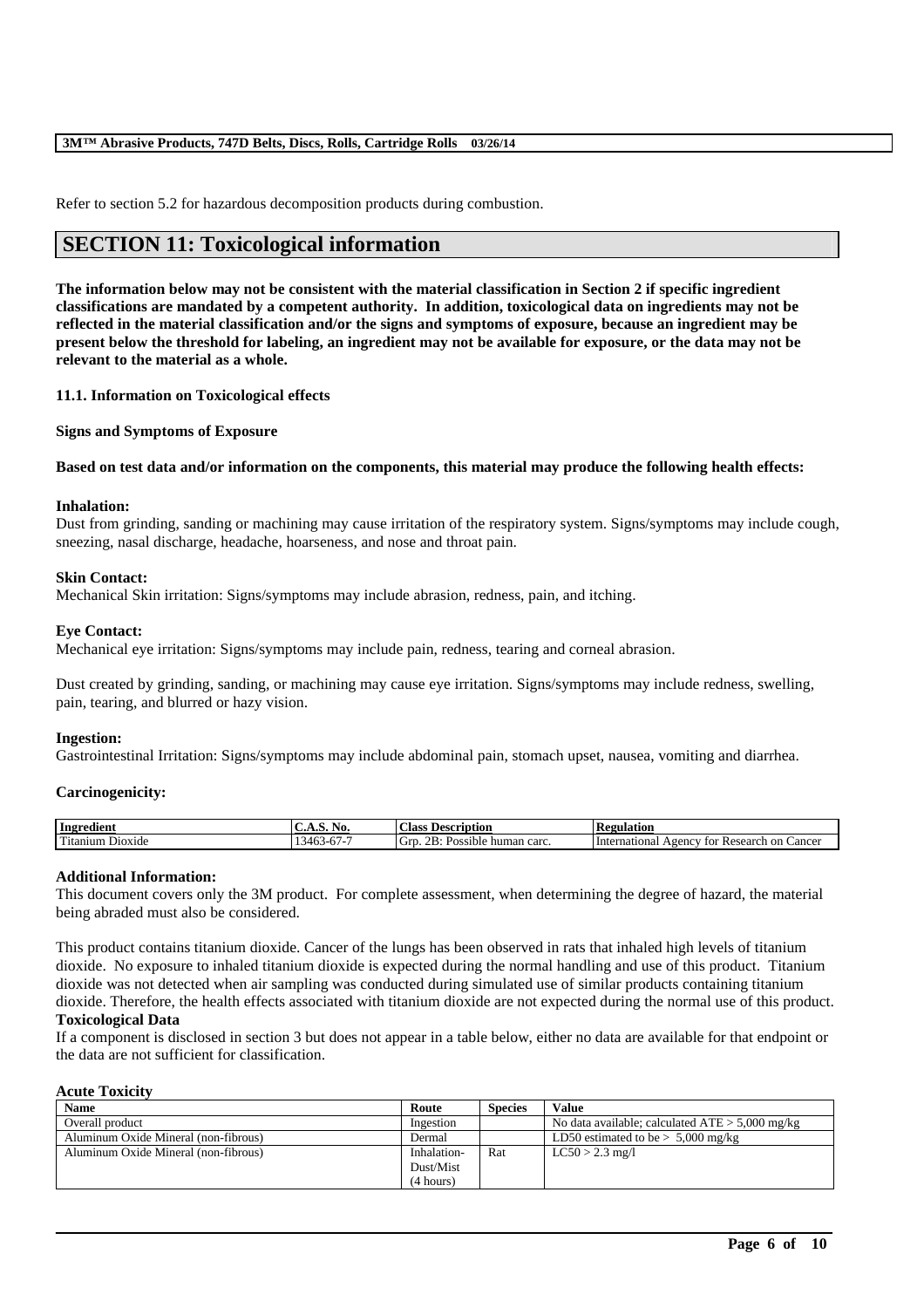Refer to section 5.2 for hazardous decomposition products during combustion.

## SECTION 11: Toxicological information

**The information below may not be consistent with the material classification in Section 2 if specific ingredient classifications are mandated by a competent authority. In addition, toxicological data on ingredients may not be reflected in the material classification and/or the signs and symptoms of exposure, because an ingredient may be present below the threshold for labeling, an ingredient may not be available for exposure, or the data may not be relevant to the material as a whole.**

### 11.1. Information on Toxicological effects

**Signs and Symptoms of Exposure**

**Based on test data and/or information on the components, this material may produce the following health effects:**

**Inhalation:**
Dust from grinding, sanding or machining may cause irritation of the respiratory system. Signs/symptoms may include cough, sneezing, nasal discharge, headache, hoarseness, and nose and throat pain.

**Skin Contact:**
Mechanical Skin irritation: Signs/symptoms may include abrasion, redness, pain, and itching.

**Eye Contact:**
Mechanical eye irritation: Signs/symptoms may include pain, redness, tearing and corneal abrasion.

Dust created by grinding, sanding, or machining may cause eye irritation. Signs/symptoms may include redness, swelling, pain, tearing, and blurred or hazy vision.

**Ingestion:**
Gastrointestinal Irritation: Signs/symptoms may include abdominal pain, stomach upset, nausea, vomiting and diarrhea.

**Carcinogenicity:**

| Ingredient | C.A.S. No. | Class Description | Regulation |
|---|---|---|---|
| Titanium Dioxide | 13463-67-7 | Grp. 2B: Possible human carc. | International Agency for Research on Cancer |

**Additional Information:**
This document covers only the 3M product. For complete assessment, when determining the degree of hazard, the material being abraded must also be considered.

This product contains titanium dioxide. Cancer of the lungs has been observed in rats that inhaled high levels of titanium dioxide. No exposure to inhaled titanium dioxide is expected during the normal handling and use of this product. Titanium dioxide was not detected when air sampling was conducted during simulated use of similar products containing titanium dioxide. Therefore, the health effects associated with titanium dioxide are not expected during the normal use of this product.

**Toxicological Data**
If a component is disclosed in section 3 but does not appear in a table below, either no data are available for that endpoint or the data are not sufficient for classification.

**Acute Toxicity**

| Name | Route | Species | Value |
|---|---|---|---|
| Overall product | Ingestion | | No data available; calculated ATE > 5,000 mg/kg |
| Aluminum Oxide Mineral (non-fibrous) | Dermal | | LD50 estimated to be > 5,000 mg/kg |
| Aluminum Oxide Mineral (non-fibrous) | Inhalation-Dust/Mist (4 hours) | Rat | LC50 > 2.3 mg/l |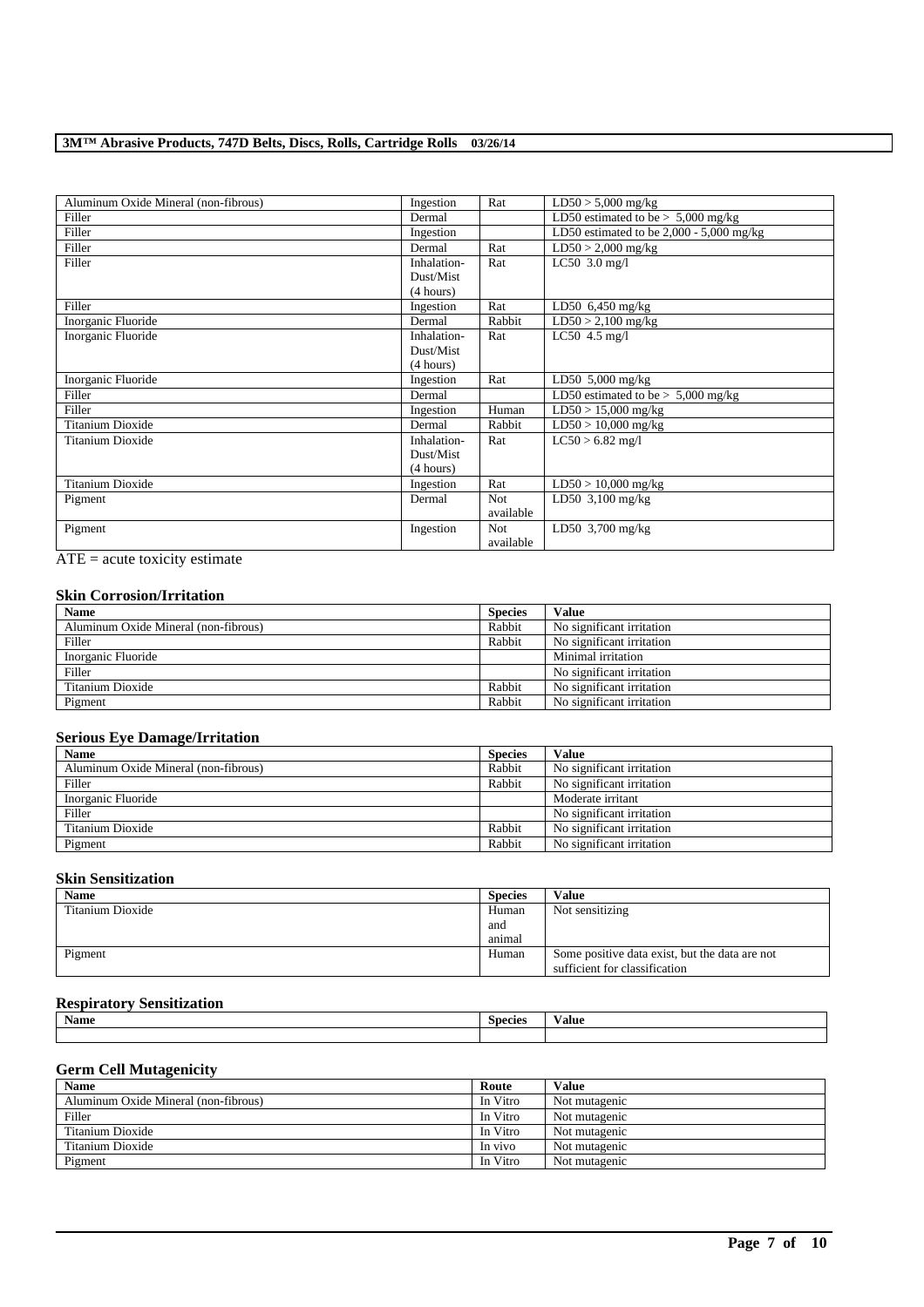| | | | |
|---|---|---|---|
| Aluminum Oxide Mineral (non-fibrous) | Ingestion | Rat | LD50 > 5,000 mg/kg |
| Filler | Dermal | | LD50 estimated to be > 5,000 mg/kg |
| Filler | Ingestion | | LD50 estimated to be 2,000 - 5,000 mg/kg |
| Filler | Dermal | Rat | LD50 > 2,000 mg/kg |
| Filler | Inhalation-Dust/Mist (4 hours) | Rat | LC50 3.0 mg/l |
| Filler | Ingestion | Rat | LD50 6,450 mg/kg |
| Inorganic Fluoride | Dermal | Rabbit | LD50 > 2,100 mg/kg |
| Inorganic Fluoride | Inhalation-Dust/Mist (4 hours) | Rat | LC50 4.5 mg/l |
| Inorganic Fluoride | Ingestion | Rat | LD50 5,000 mg/kg |
| Filler | Dermal | | LD50 estimated to be > 5,000 mg/kg |
| Filler | Ingestion | Human | LD50 > 15,000 mg/kg |
| Titanium Dioxide | Dermal | Rabbit | LD50 > 10,000 mg/kg |
| Titanium Dioxide | Inhalation-Dust/Mist (4 hours) | Rat | LC50 > 6.82 mg/l |
| Titanium Dioxide | Ingestion | Rat | LD50 > 10,000 mg/kg |
| Pigment | Dermal | Not available | LD50 3,100 mg/kg |
| Pigment | Ingestion | Not available | LD50 3,700 mg/kg |

ATE = acute toxicity estimate

### Skin Corrosion/Irritation

| Name | Species | Value |
|---|---|---|
| Aluminum Oxide Mineral (non-fibrous) | Rabbit | No significant irritation |
| Filler | Rabbit | No significant irritation |
| Inorganic Fluoride | | Minimal irritation |
| Filler | | No significant irritation |
| Titanium Dioxide | Rabbit | No significant irritation |
| Pigment | Rabbit | No significant irritation |

### Serious Eye Damage/Irritation

| Name | Species | Value |
|---|---|---|
| Aluminum Oxide Mineral (non-fibrous) | Rabbit | No significant irritation |
| Filler | Rabbit | No significant irritation |
| Inorganic Fluoride | | Moderate irritant |
| Filler | | No significant irritation |
| Titanium Dioxide | Rabbit | No significant irritation |
| Pigment | Rabbit | No significant irritation |

### Skin Sensitization

| Name | Species | Value |
|---|---|---|
| Titanium Dioxide | Human and animal | Not sensitizing |
| Pigment | Human | Some positive data exist, but the data are not sufficient for classification |

### Respiratory Sensitization

| Name | Species | Value |
|---|---|---|
| | | |

### Germ Cell Mutagenicity

| Name | Route | Value |
|---|---|---|
| Aluminum Oxide Mineral (non-fibrous) | In Vitro | Not mutagenic |
| Filler | In Vitro | Not mutagenic |
| Titanium Dioxide | In Vitro | Not mutagenic |
| Titanium Dioxide | In vivo | Not mutagenic |
| Pigment | In Vitro | Not mutagenic |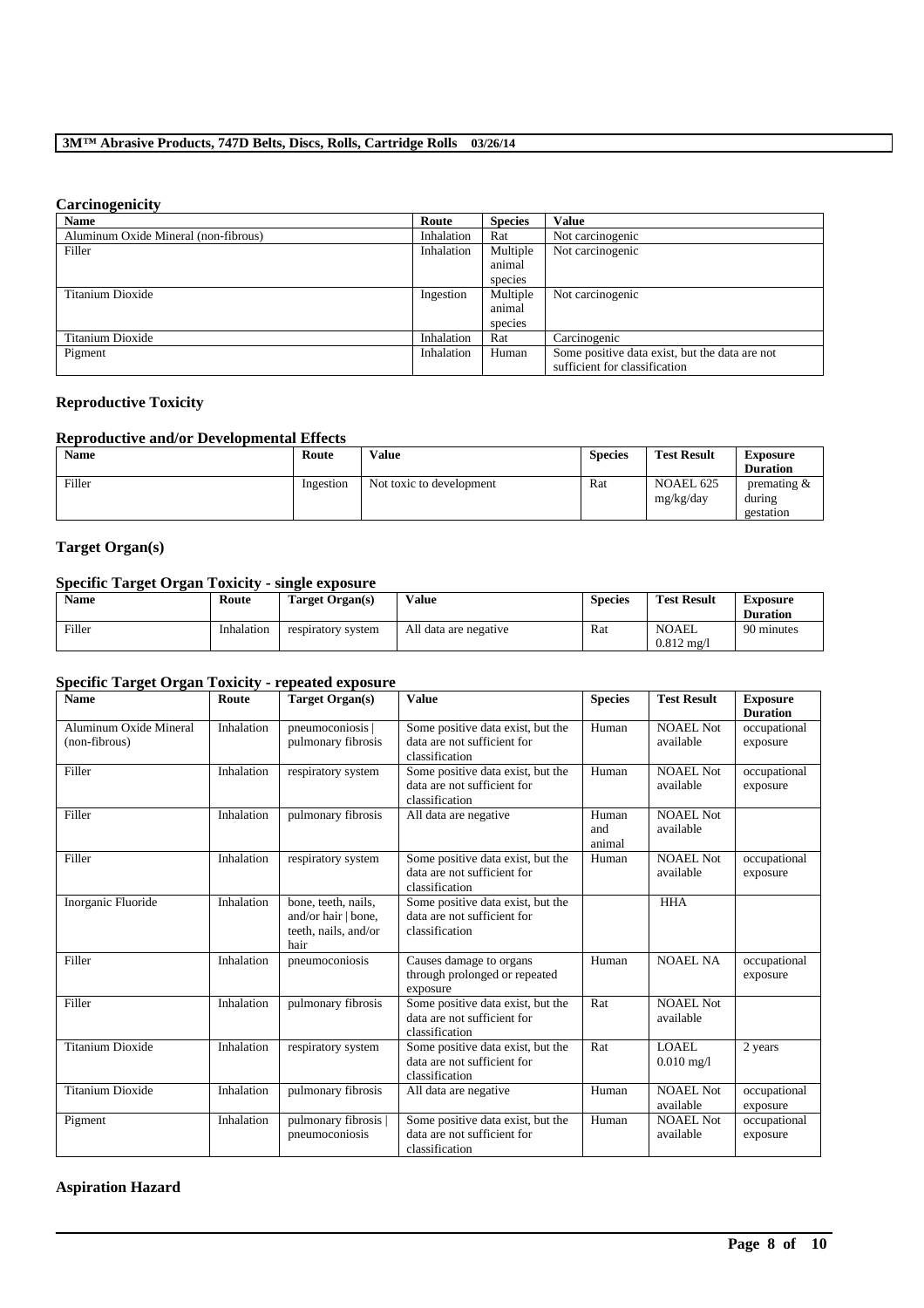### Carcinogenicity

| Name | Route | Species | Value |
|---|---|---|---|
| Aluminum Oxide Mineral (non-fibrous) | Inhalation | Rat | Not carcinogenic |
| Filler | Inhalation | Multiple animal species | Not carcinogenic |
| Titanium Dioxide | Ingestion | Multiple animal species | Not carcinogenic |
| Titanium Dioxide | Inhalation | Rat | Carcinogenic |
| Pigment | Inhalation | Human | Some positive data exist, but the data are not sufficient for classification |

## Reproductive Toxicity

### Reproductive and/or Developmental Effects

| Name | Route | Value | Species | Test Result | Exposure Duration |
|---|---|---|---|---|---|
| Filler | Ingestion | Not toxic to development | Rat | NOAEL 625 mg/kg/day | premating & during gestation |

## Target Organ(s)

### Specific Target Organ Toxicity - single exposure

| Name | Route | Target Organ(s) | Value | Species | Test Result | Exposure Duration |
|---|---|---|---|---|---|---|
| Filler | Inhalation | respiratory system | All data are negative | Rat | NOAEL 0.812 mg/l | 90 minutes |

### Specific Target Organ Toxicity - repeated exposure

| Name | Route | Target Organ(s) | Value | Species | Test Result | Exposure Duration |
|---|---|---|---|---|---|---|
| Aluminum Oxide Mineral (non-fibrous) | Inhalation | pneumoconiosis \| pulmonary fibrosis | Some positive data exist, but the data are not sufficient for classification | Human | NOAEL Not available | occupational exposure |
| Filler | Inhalation | respiratory system | Some positive data exist, but the data are not sufficient for classification | Human | NOAEL Not available | occupational exposure |
| Filler | Inhalation | pulmonary fibrosis | All data are negative | Human and animal | NOAEL Not available | |
| Filler | Inhalation | respiratory system | Some positive data exist, but the data are not sufficient for classification | Human | NOAEL Not available | occupational exposure |
| Inorganic Fluoride | Inhalation | bone, teeth, nails, and/or hair \| bone, teeth, nails, and/or hair | Some positive data exist, but the data are not sufficient for classification | | HHA | |
| Filler | Inhalation | pneumoconiosis | Causes damage to organs through prolonged or repeated exposure | Human | NOAEL NA | occupational exposure |
| Filler | Inhalation | pulmonary fibrosis | Some positive data exist, but the data are not sufficient for classification | Rat | NOAEL Not available | |
| Titanium Dioxide | Inhalation | respiratory system | Some positive data exist, but the data are not sufficient for classification | Rat | LOAEL 0.010 mg/l | 2 years |
| Titanium Dioxide | Inhalation | pulmonary fibrosis | All data are negative | Human | NOAEL Not available | occupational exposure |
| Pigment | Inhalation | pulmonary fibrosis \| pneumoconiosis | Some positive data exist, but the data are not sufficient for classification | Human | NOAEL Not available | occupational exposure |

## Aspiration Hazard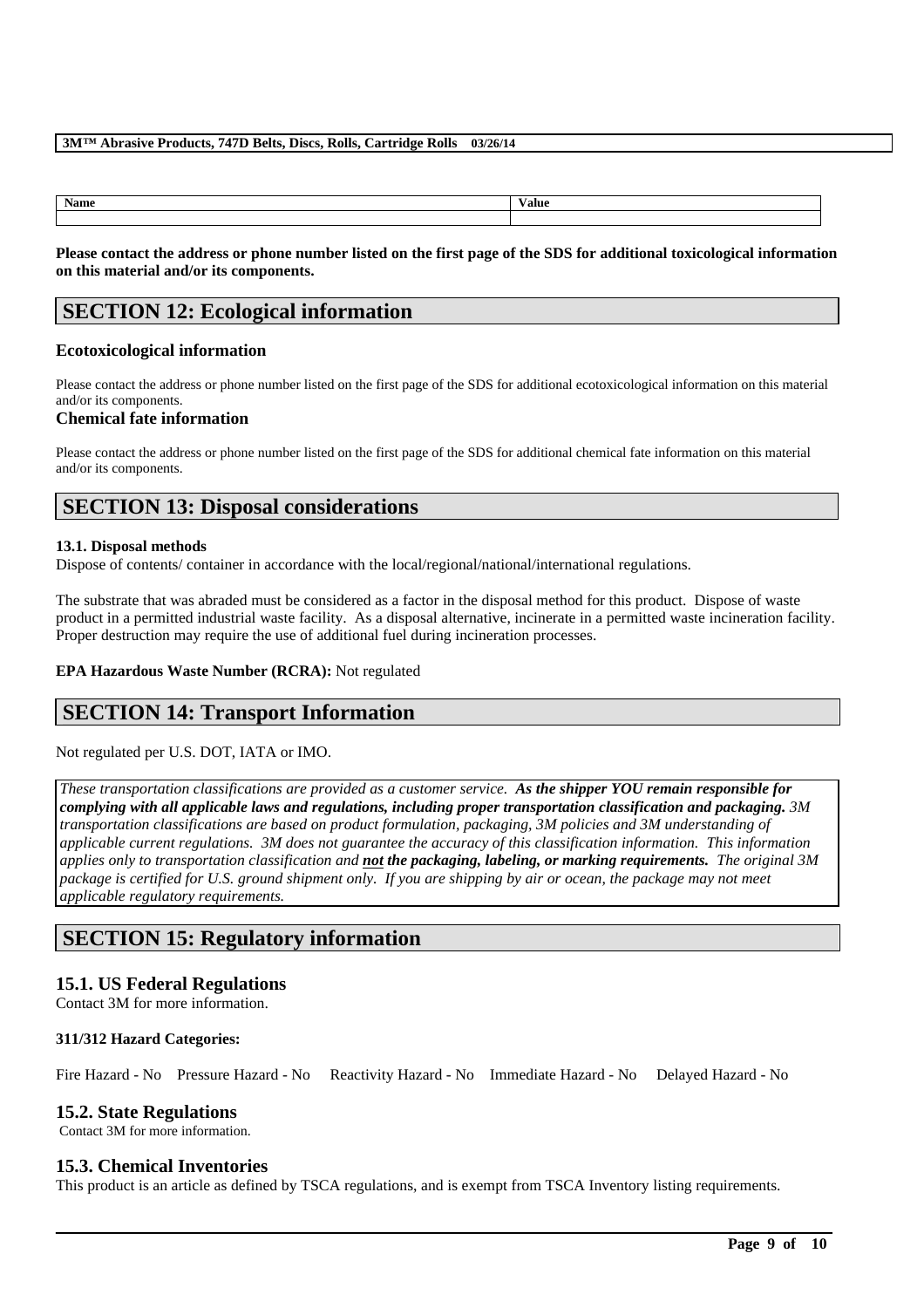| Name | Value |
|---|---|
| | |

**Please contact the address or phone number listed on the first page of the SDS for additional toxicological information on this material and/or its components.**

## SECTION 12: Ecological information

### Ecotoxicological information

Please contact the address or phone number listed on the first page of the SDS for additional ecotoxicological information on this material and/or its components.

### Chemical fate information

Please contact the address or phone number listed on the first page of the SDS for additional chemical fate information on this material and/or its components.

## SECTION 13: Disposal considerations

**13.1. Disposal methods**

Dispose of contents/ container in accordance with the local/regional/national/international regulations.

The substrate that was abraded must be considered as a factor in the disposal method for this product. Dispose of waste product in a permitted industrial waste facility. As a disposal alternative, incinerate in a permitted waste incineration facility. Proper destruction may require the use of additional fuel during incineration processes.

**EPA Hazardous Waste Number (RCRA):** Not regulated

## SECTION 14: Transport Information

Not regulated per U.S. DOT, IATA or IMO.

*These transportation classifications are provided as a customer service.* ***As the shipper YOU remain responsible for complying with all applicable laws and regulations, including proper transportation classification and packaging.*** *3M transportation classifications are based on product formulation, packaging, 3M policies and 3M understanding of applicable current regulations. 3M does not guarantee the accuracy of this classification information. This information applies only to transportation classification and* ***not the packaging, labeling, or marking requirements.*** *The original 3M package is certified for U.S. ground shipment only. If you are shipping by air or ocean, the package may not meet applicable regulatory requirements.*

## SECTION 15: Regulatory information

### 15.1. US Federal Regulations

Contact 3M for more information.

**311/312 Hazard Categories:**

Fire Hazard - No    Pressure Hazard - No    Reactivity Hazard - No    Immediate Hazard - No    Delayed Hazard - No

### 15.2. State Regulations

Contact 3M for more information.

### 15.3. Chemical Inventories

This product is an article as defined by TSCA regulations, and is exempt from TSCA Inventory listing requirements.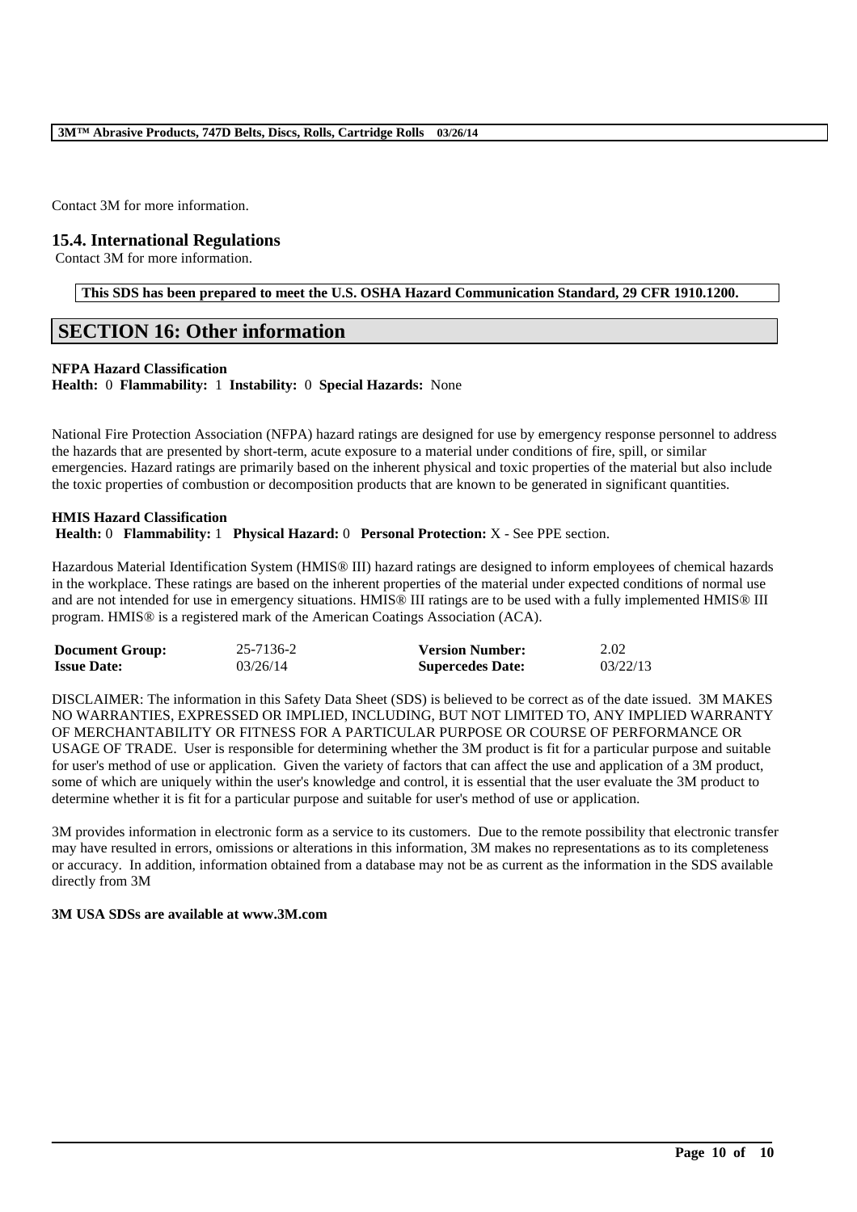Contact 3M for more information.

### 15.4. International Regulations

Contact 3M for more information.

**This SDS has been prepared to meet the U.S. OSHA Hazard Communication Standard, 29 CFR 1910.1200.**

## SECTION 16: Other information

**NFPA Hazard Classification**
**Health:** 0 **Flammability:** 1 **Instability:** 0 **Special Hazards:** None

National Fire Protection Association (NFPA) hazard ratings are designed for use by emergency response personnel to address the hazards that are presented by short-term, acute exposure to a material under conditions of fire, spill, or similar emergencies. Hazard ratings are primarily based on the inherent physical and toxic properties of the material but also include the toxic properties of combustion or decomposition products that are known to be generated in significant quantities.

**HMIS Hazard Classification**
**Health:** 0 **Flammability:** 1 **Physical Hazard:** 0 **Personal Protection:** X - See PPE section.

Hazardous Material Identification System (HMIS® III) hazard ratings are designed to inform employees of chemical hazards in the workplace. These ratings are based on the inherent properties of the material under expected conditions of normal use and are not intended for use in emergency situations. HMIS® III ratings are to be used with a fully implemented HMIS® III program. HMIS® is a registered mark of the American Coatings Association (ACA).

| | | | |
|---|---|---|---|
| **Document Group:** | 25-7136-2 | **Version Number:** | 2.02 |
| **Issue Date:** | 03/26/14 | **Supercedes Date:** | 03/22/13 |

DISCLAIMER: The information in this Safety Data Sheet (SDS) is believed to be correct as of the date issued. 3M MAKES NO WARRANTIES, EXPRESSED OR IMPLIED, INCLUDING, BUT NOT LIMITED TO, ANY IMPLIED WARRANTY OF MERCHANTABILITY OR FITNESS FOR A PARTICULAR PURPOSE OR COURSE OF PERFORMANCE OR USAGE OF TRADE. User is responsible for determining whether the 3M product is fit for a particular purpose and suitable for user's method of use or application. Given the variety of factors that can affect the use and application of a 3M product, some of which are uniquely within the user's knowledge and control, it is essential that the user evaluate the 3M product to determine whether it is fit for a particular purpose and suitable for user's method of use or application.

3M provides information in electronic form as a service to its customers. Due to the remote possibility that electronic transfer may have resulted in errors, omissions or alterations in this information, 3M makes no representations as to its completeness or accuracy. In addition, information obtained from a database may not be as current as the information in the SDS available directly from 3M

**3M USA SDSs are available at www.3M.com**